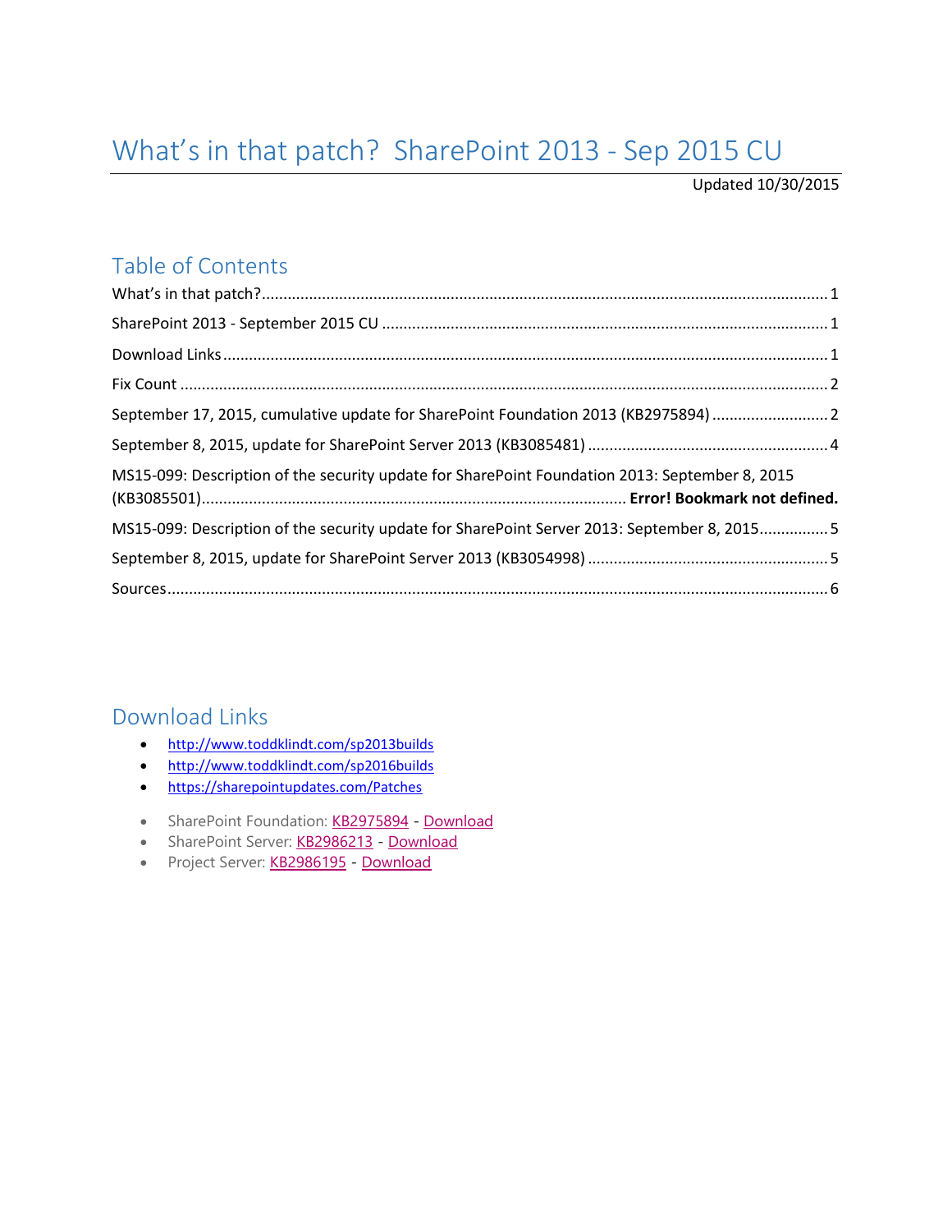# What's in that patch? SharePoint 2013 - Sep 2015 CU

Updated 10/30/2015

## Table of Contents

What's in that patch? ........................................................................................................................ 1

SharePoint 2013 - September 2015 CU ............................................................................................. 1

Download Links ................................................................................................................................ 1

Fix Count .......................................................................................................................................... 2

September 17, 2015, cumulative update for SharePoint Foundation 2013 (KB2975894) ................. 2

September 8, 2015, update for SharePoint Server 2013 (KB3085481) .............................................. 4

MS15-099: Description of the security update for SharePoint Foundation 2013: September 8, 2015 (KB3085501)........................................................................................ **Error! Bookmark not defined.**

MS15-099: Description of the security update for SharePoint Server 2013: September 8, 2015................ 5

September 8, 2015, update for SharePoint Server 2013 (KB3054998) .............................................. 5

Sources ............................................................................................................................................. 6

## Download Links

- http://www.toddklindt.com/sp2013builds
- http://www.toddklindt.com/sp2016builds
- https://sharepointupdates.com/Patches

- SharePoint Foundation: KB2975894 - Download
- SharePoint Server: KB2986213 - Download
- Project Server: KB2986195 - Download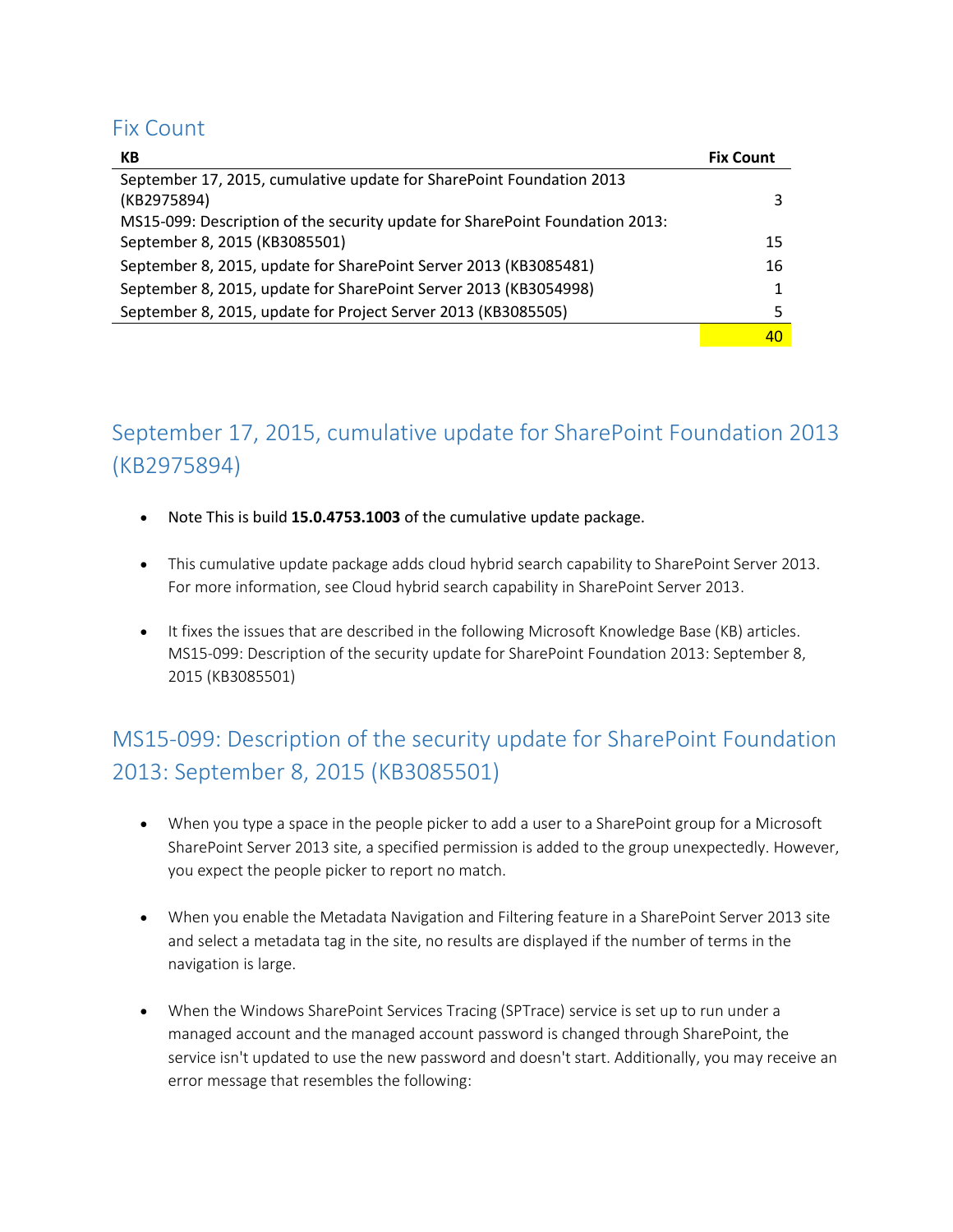## Fix Count

| KB | Fix Count |
|---|---|
| September 17, 2015, cumulative update for SharePoint Foundation 2013 (KB2975894) | 3 |
| MS15-099: Description of the security update for SharePoint Foundation 2013: September 8, 2015 (KB3085501) | 15 |
| September 8, 2015, update for SharePoint Server 2013 (KB3085481) | 16 |
| September 8, 2015, update for SharePoint Server 2013 (KB3054998) | 1 |
| September 8, 2015, update for Project Server 2013 (KB3085505) | 5 |
| | 40 |

## September 17, 2015, cumulative update for SharePoint Foundation 2013 (KB2975894)

- Note This is build **15.0.4753.1003** of the cumulative update package.
- This cumulative update package adds cloud hybrid search capability to SharePoint Server 2013. For more information, see Cloud hybrid search capability in SharePoint Server 2013.
- It fixes the issues that are described in the following Microsoft Knowledge Base (KB) articles. MS15-099: Description of the security update for SharePoint Foundation 2013: September 8, 2015 (KB3085501)

## MS15-099: Description of the security update for SharePoint Foundation 2013: September 8, 2015 (KB3085501)

- When you type a space in the people picker to add a user to a SharePoint group for a Microsoft SharePoint Server 2013 site, a specified permission is added to the group unexpectedly. However, you expect the people picker to report no match.
- When you enable the Metadata Navigation and Filtering feature in a SharePoint Server 2013 site and select a metadata tag in the site, no results are displayed if the number of terms in the navigation is large.
- When the Windows SharePoint Services Tracing (SPTrace) service is set up to run under a managed account and the managed account password is changed through SharePoint, the service isn't updated to use the new password and doesn't start. Additionally, you may receive an error message that resembles the following: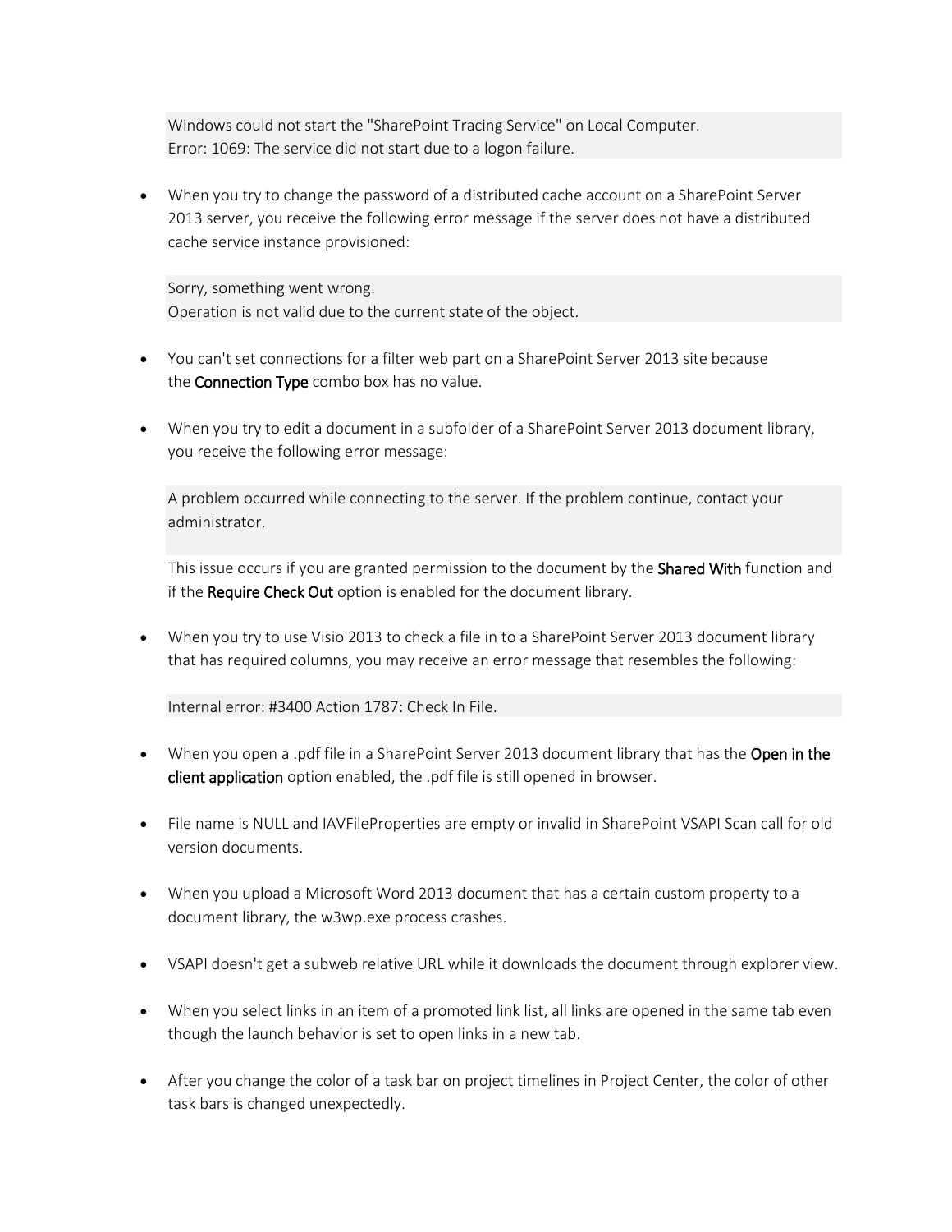```
Windows could not start the "SharePoint Tracing Service" on Local Computer.
Error: 1069: The service did not start due to a logon failure.
```

- When you try to change the password of a distributed cache account on a SharePoint Server 2013 server, you receive the following error message if the server does not have a distributed cache service instance provisioned:

  ```
  Sorry, something went wrong.
  Operation is not valid due to the current state of the object.
  ```

- You can't set connections for a filter web part on a SharePoint Server 2013 site because the **Connection Type** combo box has no value.

- When you try to edit a document in a subfolder of a SharePoint Server 2013 document library, you receive the following error message:

  ```
  A problem occurred while connecting to the server. If the problem continue, contact your administrator.
  ```

  This issue occurs if you are granted permission to the document by the **Shared With** function and if the **Require Check Out** option is enabled for the document library.

- When you try to use Visio 2013 to check a file in to a SharePoint Server 2013 document library that has required columns, you may receive an error message that resembles the following:

  ```
  Internal error: #3400 Action 1787: Check In File.
  ```

- When you open a .pdf file in a SharePoint Server 2013 document library that has the **Open in the client application** option enabled, the .pdf file is still opened in browser.

- File name is NULL and IAVFileProperties are empty or invalid in SharePoint VSAPI Scan call for old version documents.

- When you upload a Microsoft Word 2013 document that has a certain custom property to a document library, the w3wp.exe process crashes.

- VSAPI doesn't get a subweb relative URL while it downloads the document through explorer view.

- When you select links in an item of a promoted link list, all links are opened in the same tab even though the launch behavior is set to open links in a new tab.

- After you change the color of a task bar on project timelines in Project Center, the color of other task bars is changed unexpectedly.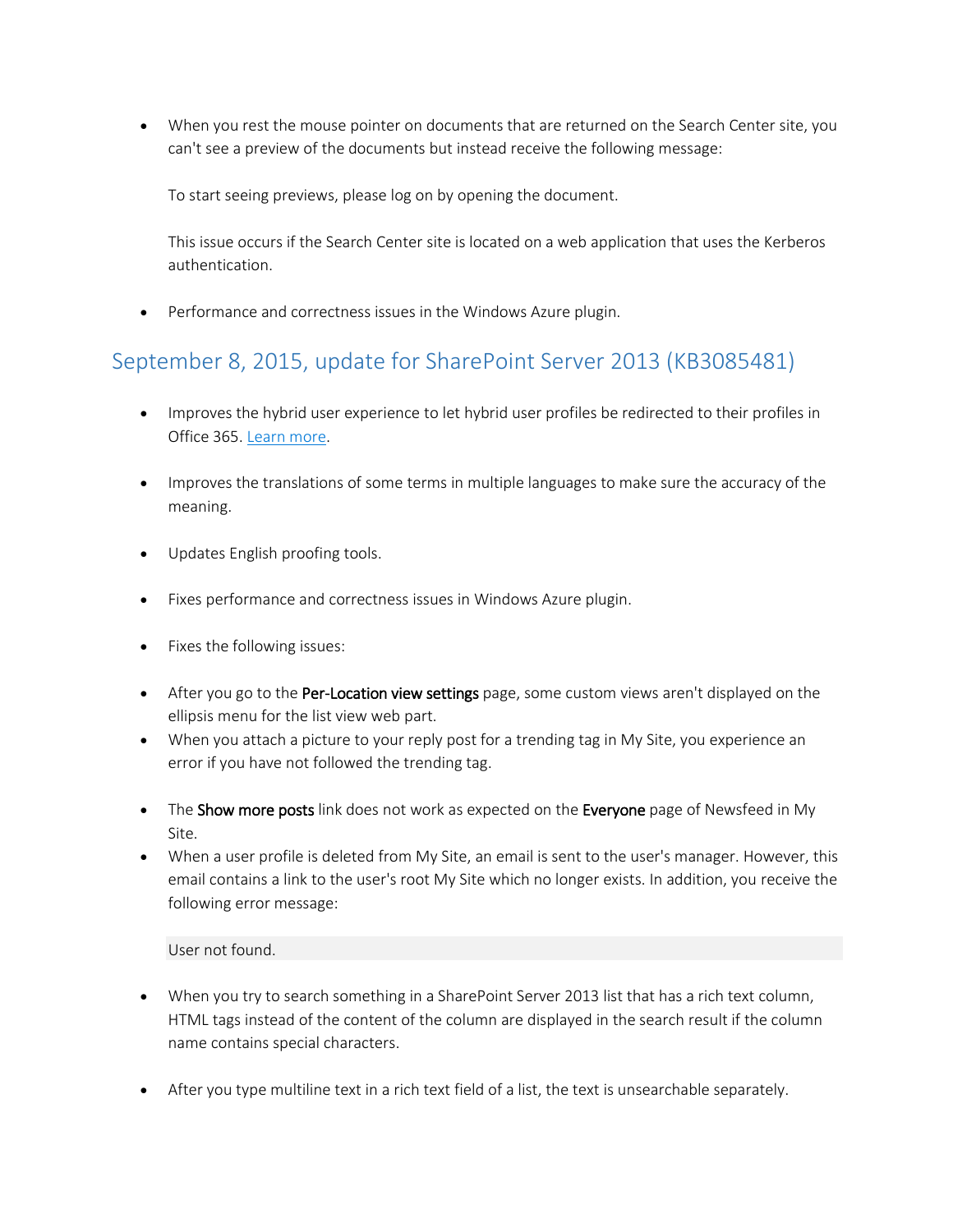- When you rest the mouse pointer on documents that are returned on the Search Center site, you can't see a preview of the documents but instead receive the following message:

  To start seeing previews, please log on by opening the document.

  This issue occurs if the Search Center site is located on a web application that uses the Kerberos authentication.

- Performance and correctness issues in the Windows Azure plugin.

## September 8, 2015, update for SharePoint Server 2013 (KB3085481)

- Improves the hybrid user experience to let hybrid user profiles be redirected to their profiles in Office 365. [Learn more](#).
- Improves the translations of some terms in multiple languages to make sure the accuracy of the meaning.
- Updates English proofing tools.
- Fixes performance and correctness issues in Windows Azure plugin.
- Fixes the following issues:
- After you go to the **Per-Location view settings** page, some custom views aren't displayed on the ellipsis menu for the list view web part.
- When you attach a picture to your reply post for a trending tag in My Site, you experience an error if you have not followed the trending tag.
- The **Show more posts** link does not work as expected on the **Everyone** page of Newsfeed in My Site.
- When a user profile is deleted from My Site, an email is sent to the user's manager. However, this email contains a link to the user's root My Site which no longer exists. In addition, you receive the following error message:

  ```
  User not found.
  ```

- When you try to search something in a SharePoint Server 2013 list that has a rich text column, HTML tags instead of the content of the column are displayed in the search result if the column name contains special characters.
- After you type multiline text in a rich text field of a list, the text is unsearchable separately.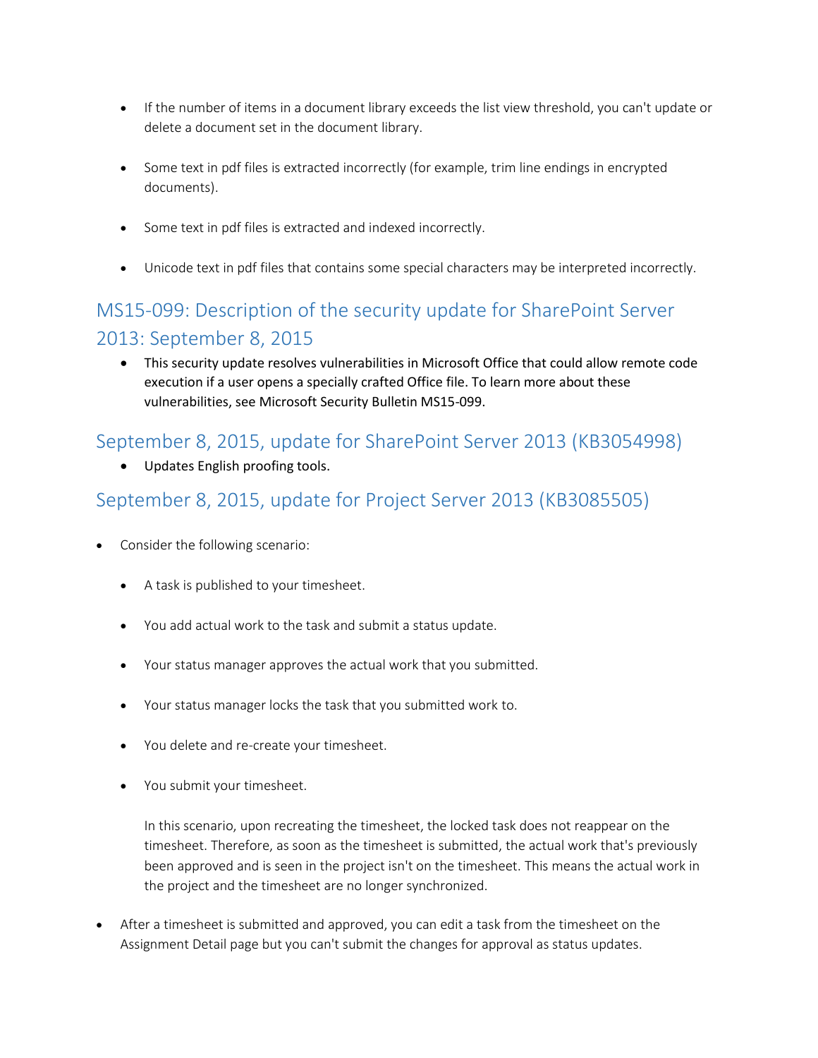- If the number of items in a document library exceeds the list view threshold, you can't update or delete a document set in the document library.

- Some text in pdf files is extracted incorrectly (for example, trim line endings in encrypted documents).

- Some text in pdf files is extracted and indexed incorrectly.

- Unicode text in pdf files that contains some special characters may be interpreted incorrectly.

## MS15-099: Description of the security update for SharePoint Server 2013: September 8, 2015

- This security update resolves vulnerabilities in Microsoft Office that could allow remote code execution if a user opens a specially crafted Office file. To learn more about these vulnerabilities, see Microsoft Security Bulletin MS15-099.

## September 8, 2015, update for SharePoint Server 2013 (KB3054998)

- Updates English proofing tools.

## September 8, 2015, update for Project Server 2013 (KB3085505)

- Consider the following scenario:

  - A task is published to your timesheet.

  - You add actual work to the task and submit a status update.

  - Your status manager approves the actual work that you submitted.

  - Your status manager locks the task that you submitted work to.

  - You delete and re-create your timesheet.

  - You submit your timesheet.

  In this scenario, upon recreating the timesheet, the locked task does not reappear on the timesheet. Therefore, as soon as the timesheet is submitted, the actual work that's previously been approved and is seen in the project isn't on the timesheet. This means the actual work in the project and the timesheet are no longer synchronized.

- After a timesheet is submitted and approved, you can edit a task from the timesheet on the Assignment Detail page but you can't submit the changes for approval as status updates.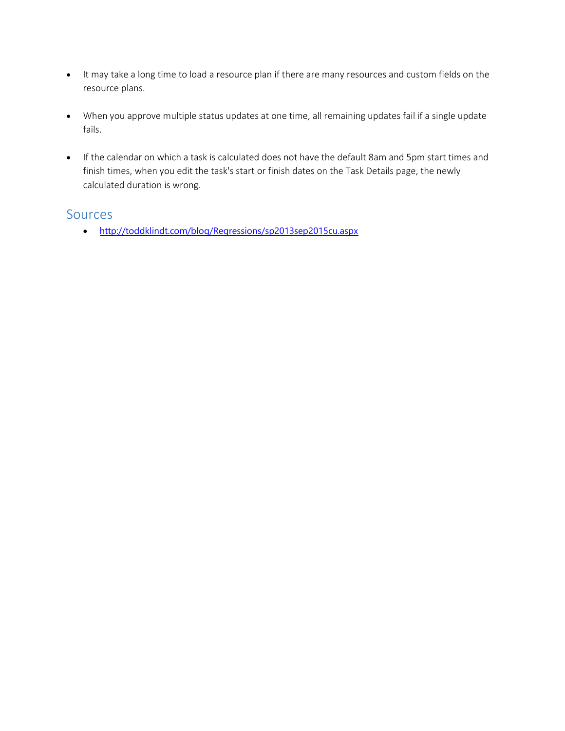- It may take a long time to load a resource plan if there are many resources and custom fields on the resource plans.

- When you approve multiple status updates at one time, all remaining updates fail if a single update fails.

- If the calendar on which a task is calculated does not have the default 8am and 5pm start times and finish times, when you edit the task's start or finish dates on the Task Details page, the newly calculated duration is wrong.

## Sources

- [http://toddklindt.com/blog/Regressions/sp2013sep2015cu.aspx](http://toddklindt.com/blog/Regressions/sp2013sep2015cu.aspx)